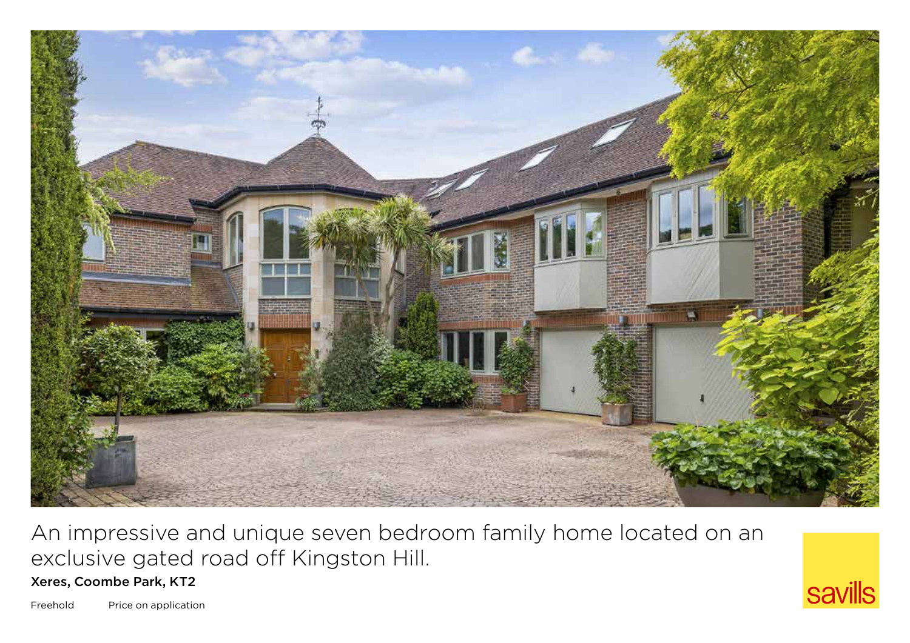An impressive and unique seven bedroom family home located on an exclusive gated road off Kingston Hill.

**Xeres, Coombe Park, KT2**

Freehold Price on application

savills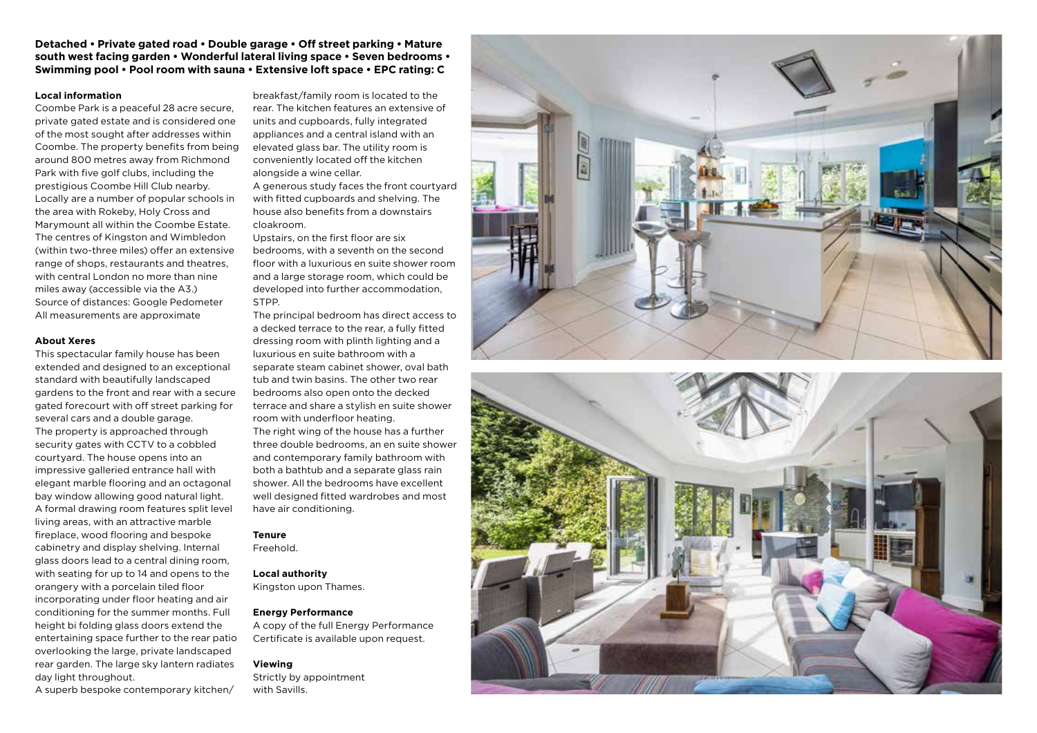**Detached • Private gated road • Double garage • Off street parking • Mature south west facing garden • Wonderful lateral living space • Seven bedrooms • Swimming pool • Pool room with sauna • Extensive loft space • EPC rating: C**

**Local information**

Coombe Park is a peaceful 28 acre secure, private gated estate and is considered one of the most sought after addresses within Coombe. The property benefits from being around 800 metres away from Richmond Park with five golf clubs, including the prestigious Coombe Hill Club nearby. Locally are a number of popular schools in the area with Rokeby, Holy Cross and Marymount all within the Coombe Estate. The centres of Kingston and Wimbledon (within two-three miles) offer an extensive range of shops, restaurants and theatres, with central London no more than nine miles away (accessible via the A3.)
Source of distances: Google Pedometer
All measurements are approximate

**About Xeres**

This spectacular family house has been extended and designed to an exceptional standard with beautifully landscaped gardens to the front and rear with a secure gated forecourt with off street parking for several cars and a double garage.
The property is approached through security gates with CCTV to a cobbled courtyard. The house opens into an impressive galleried entrance hall with elegant marble flooring and an octagonal bay window allowing good natural light.
A formal drawing room features split level living areas, with an attractive marble fireplace, wood flooring and bespoke cabinetry and display shelving. Internal glass doors lead to a central dining room, with seating for up to 14 and opens to the orangery with a porcelain tiled floor incorporating under floor heating and air conditioning for the summer months. Full height bi folding glass doors extend the entertaining space further to the rear patio overlooking the large, private landscaped rear garden. The large sky lantern radiates day light throughout.
A superb bespoke contemporary kitchen/breakfast/family room is located to the rear. The kitchen features an extensive of units and cupboards, fully integrated appliances and a central island with an elevated glass bar. The utility room is conveniently located off the kitchen alongside a wine cellar.
A generous study faces the front courtyard with fitted cupboards and shelving. The house also benefits from a downstairs cloakroom.
Upstairs, on the first floor are six bedrooms, with a seventh on the second floor with a luxurious en suite shower room and a large storage room, which could be developed into further accommodation, STPP.
The principal bedroom has direct access to a decked terrace to the rear, a fully fitted dressing room with plinth lighting and a luxurious en suite bathroom with a separate steam cabinet shower, oval bath tub and twin basins. The other two rear bedrooms also open onto the decked terrace and share a stylish en suite shower room with underfloor heating.
The right wing of the house has a further three double bedrooms, an en suite shower and contemporary family bathroom with both a bathtub and a separate glass rain shower. All the bedrooms have excellent well designed fitted wardrobes and most have air conditioning.

**Tenure**

Freehold.

**Local authority**

Kingston upon Thames.

**Energy Performance**

A copy of the full Energy Performance Certificate is available upon request.

**Viewing**

Strictly by appointment with Savills.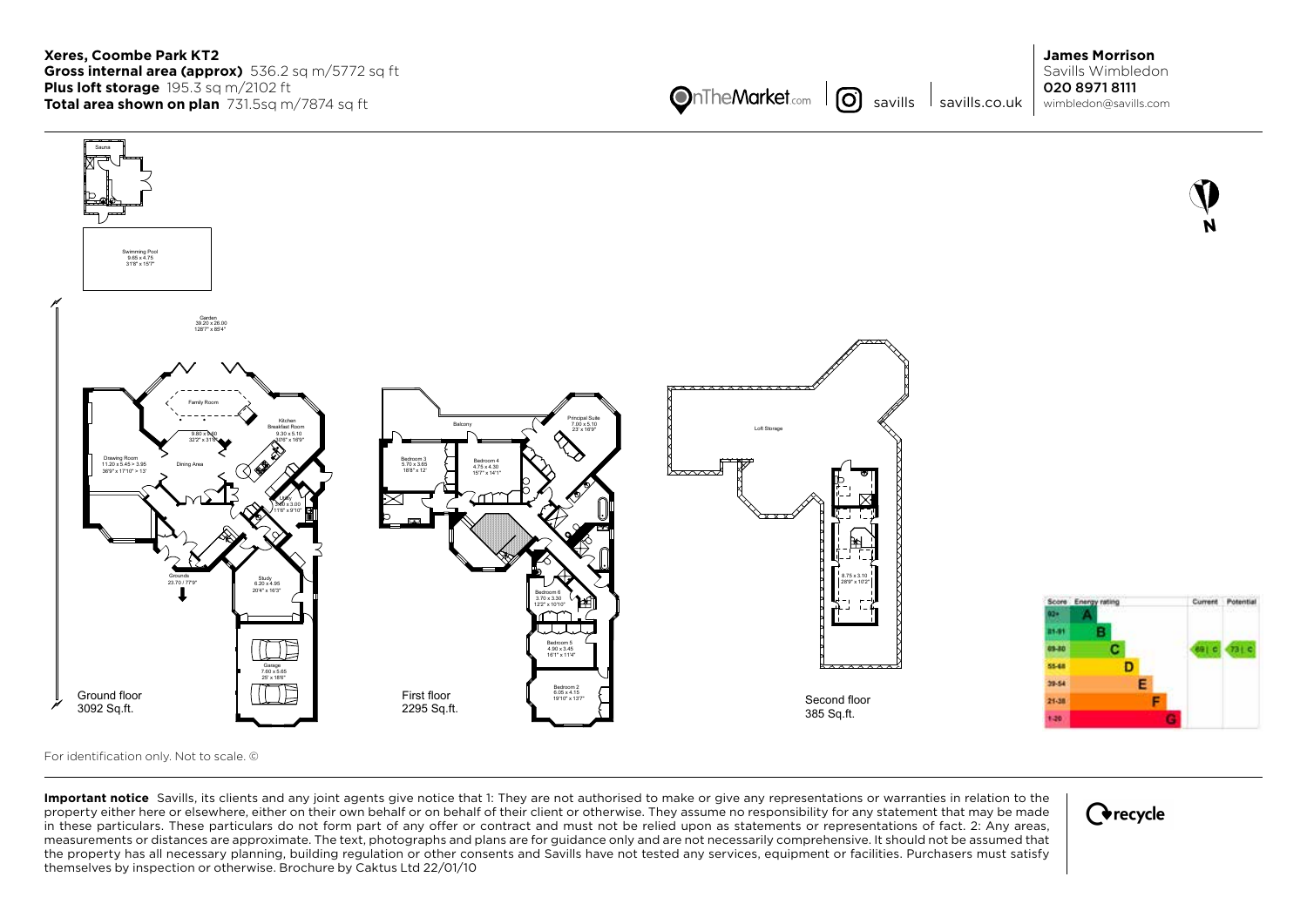**Xeres, Coombe Park KT2**
**Gross internal area (approx)** 536.2 sq m/5772 sq ft
**Plus loft storage** 195.3 sq m/2102 ft
**Total area shown on plan** 731.5sq m/7874 sq ft

OnTheMarket.com | savills | savills.co.uk

**James Morrison**
Savills Wimbledon
**020 8971 8111**
wimbledon@savills.com

Sauna

Swimming Pool
9.65 x 4.75
31'8" x 15'7"

Garden
39.20 x 26.00
128'7" x 85'4"

Family Room

Kitchen
Breakfast Room
9.30 x 5.10
30'6" x 16'9"

9.80 x 9.60
32'2" x 31'6"

Drawing Room
11.20 x 5.45 > 3.95
36'9" x 17'10" > 13'

Dining Area

Utility
3.60 x 3.00
11'10" x 9'10"

Grounds
23.70 / 77'9"

Study
6.20 x 4.95
20'4" x 16'3"

Garage
7.60 x 5.65
25' x 18'6"

Ground floor
3092 Sq.ft.

Balcony

Principal Suite
7.00 x 5.10
23' x 16'9"

Bedroom 3
5.70 x 3.65
18'8" x 12'

Bedroom 4
4.75 x 4.30
15'7" x 14'1"

Bedroom 6
3.70 x 3.30
12'2" x 10'10"

Bedroom 5
4.90 x 3.45
16'1" x 11'4"

Bedroom 2
6.05 x 4.15
19'10" x 13'7"

First floor
2295 Sq.ft.

Loft Storage

8.75 x 3.10
28'8" x 10'2"

Second floor
385 Sq.ft.

N

Score | Energy rating | Current | Potential
92+ A
81-91 B
69-80 C — Current: 69 | C — Potential: 73 | C
55-68 D
39-54 E
21-38 F
1-20 G

For identification only. Not to scale. ©

**Important notice** Savills, its clients and any joint agents give notice that 1: They are not authorised to make or give any representations or warranties in relation to the property either here or elsewhere, either on their own behalf or on behalf of their client or otherwise. They assume no responsibility for any statement that may be made in these particulars. These particulars do not form part of any offer or contract and must not be relied upon as statements or representations of fact. 2: Any areas, measurements or distances are approximate. The text, photographs and plans are for guidance only and are not necessarily comprehensive. It should not be assumed that the property has all necessary planning, building regulation or other consents and Savills have not tested any services, equipment or facilities. Purchasers must satisfy themselves by inspection or otherwise. Brochure by Caktus Ltd 22/01/10

recycle